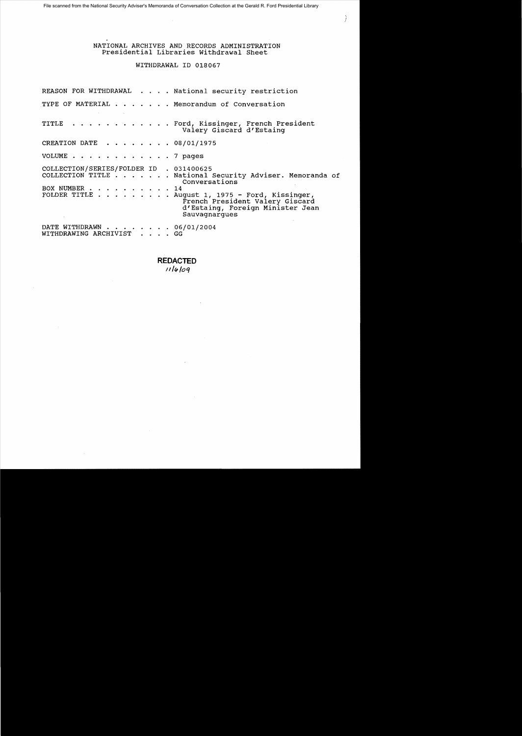File scanned from the National Security Adviser's Memoranda of Conversation Collection at the Gerald R. Ford Presidential Library

NATIONAL ARCHIVES AND RECORDS ADMINISTRATION
Presidential Libraries Withdrawal Sheet

WITHDRAWAL ID 018067

REASON FOR WITHDRAWAL . . . . National security restriction

TYPE OF MATERIAL . . . . . . . Memorandum of Conversation

TITLE . . . . . . . . . . . . Ford, Kissinger, French President Valery Giscard d'Estaing

CREATION DATE . . . . . . . . 08/01/1975

VOLUME . . . . . . . . . . . . 7 pages

COLLECTION/SERIES/FOLDER ID . 031400625
COLLECTION TITLE . . . . . . . National Security Adviser. Memoranda of Conversations
BOX NUMBER . . . . . . . . . . 14
FOLDER TITLE . . . . . . . . . August 1, 1975 - Ford, Kissinger, French President Valery Giscard d'Estaing, Foreign Minister Jean Sauvagnargues

DATE WITHDRAWN . . . . . . . . 06/01/2004
WITHDRAWING ARCHIVIST . . . . GG

**REDACTED**
11/6/09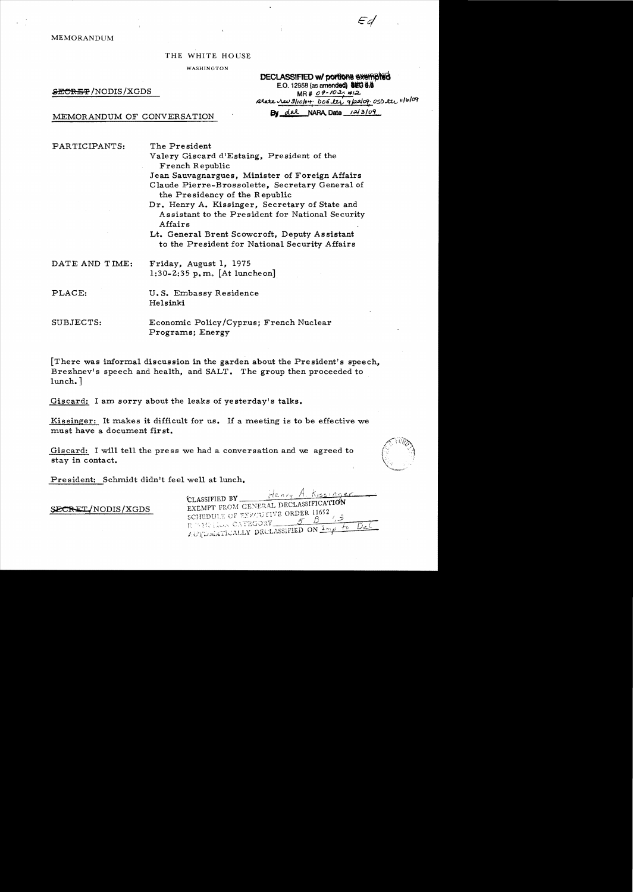MEMORANDUM

THE WHITE HOUSE

WASHINGTON

~~SECRET~~/NODIS/XGDS

DECLASSIFIED w/ portions exempted
E.O. 12958 (as amended) SEC 3.3
MR # 09-102, #12
State rev 3/10/04; DOE ltr 9/22/09; OSD ltr 11/6/09
By dal NARA, Date 12/3/09

MEMORANDUM OF CONVERSATION

| | |
|---|---|
| PARTICIPANTS: | The President<br>Valery Giscard d'Estaing, President of the French Republic<br>Jean Sauvagnargues, Minister of Foreign Affairs<br>Claude Pierre-Brossolette, Secretary General of the Presidency of the Republic<br>Dr. Henry A. Kissinger, Secretary of State and Assistant to the President for National Security Affairs<br>Lt. General Brent Scowcroft, Deputy Assistant to the President for National Security Affairs |
| DATE AND TIME: | Friday, August 1, 1975<br>1:30-2:35 p.m. [At luncheon] |
| PLACE: | U.S. Embassy Residence<br>Helsinki |
| SUBJECTS: | Economic Policy/Cyprus; French Nuclear Programs; Energy |

[There was informal discussion in the garden about the President's speech, Brezhnev's speech and health, and SALT. The group then proceeded to lunch.]

Giscard: I am sorry about the leaks of yesterday's talks.

Kissinger: It makes it difficult for us. If a meeting is to be effective we must have a document first.

Giscard: I will tell the press we had a conversation and we agreed to stay in contact.

President: Schmidt didn't feel well at lunch.

~~SECRET~~/NODIS/XGDS

CLASSIFIED BY Henry A. Kissinger
EXEMPT FROM GENERAL DECLASSIFICATION SCHEDULE OF EXECUTIVE ORDER 11652
EXEMPTION CATEGORY 5 B 1,3
AUTOMATICALLY DECLASSIFIED ON Imp to Det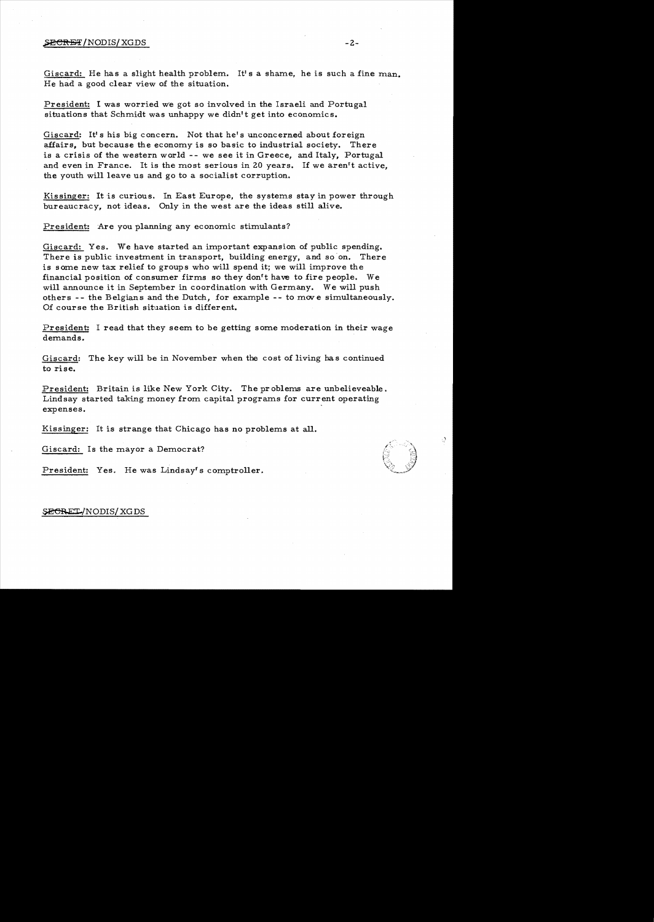Giscard: He has a slight health problem. It's a shame, he is such a fine man. He had a good clear view of the situation.

President: I was worried we got so involved in the Israeli and Portugal situations that Schmidt was unhappy we didn't get into economics.

Giscard: It's his big concern. Not that he's unconcerned about foreign affairs, but because the economy is so basic to industrial society. There is a crisis of the western world -- we see it in Greece, and Italy, Portugal and even in France. It is the most serious in 20 years. If we aren't active, the youth will leave us and go to a socialist corruption.

Kissinger: It is curious. In East Europe, the systems stay in power through bureaucracy, not ideas. Only in the west are the ideas still alive.

President: Are you planning any economic stimulants?

Giscard: Yes. We have started an important expansion of public spending. There is public investment in transport, building energy, and so on. There is some new tax relief to groups who will spend it; we will improve the financial position of consumer firms so they don't have to fire people. We will announce it in September in coordination with Germany. We will push others -- the Belgians and the Dutch, for example -- to move simultaneously. Of course the British situation is different.

President: I read that they seem to be getting some moderation in their wage demands.

Giscard: The key will be in November when the cost of living has continued to rise.

President: Britain is like New York City. The problems are unbelieveable. Lindsay started taking money from capital programs for current operating expenses.

Kissinger: It is strange that Chicago has no problems at all.

Giscard: Is the mayor a Democrat?

President: Yes. He was Lindsay's comptroller.

SECRET/NODIS/XGDS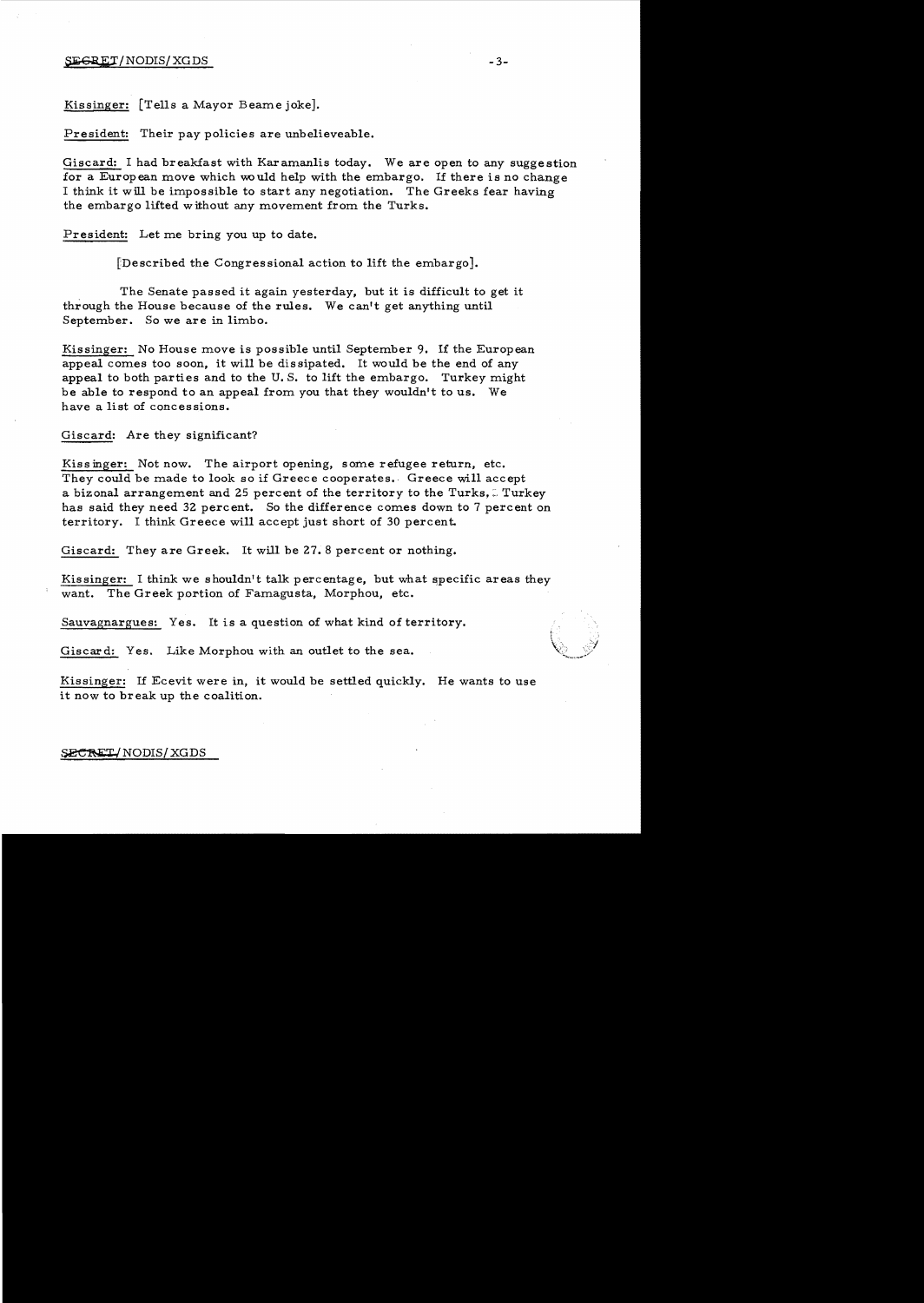Kissinger: [Tells a Mayor Beame joke].

President: Their pay policies are unbelieveable.

Giscard: I had breakfast with Karamanlis today. We are open to any suggestion for a European move which would help with the embargo. If there is no change I think it will be impossible to start any negotiation. The Greeks fear having the embargo lifted without any movement from the Turks.

President: Let me bring you up to date.

[Described the Congressional action to lift the embargo].

The Senate passed it again yesterday, but it is difficult to get it through the House because of the rules. We can't get anything until September. So we are in limbo.

Kissinger: No House move is possible until September 9. If the European appeal comes too soon, it will be dissipated. It would be the end of any appeal to both parties and to the U. S. to lift the embargo. Turkey might be able to respond to an appeal from you that they wouldn't to us. We have a list of concessions.

Giscard: Are they significant?

Kissinger: Not now. The airport opening, some refugee return, etc. They could be made to look so if Greece cooperates. Greece will accept a bizonal arrangement and 25 percent of the territory to the Turks. Turkey has said they need 32 percent. So the difference comes down to 7 percent on territory. I think Greece will accept just short of 30 percent.

Giscard: They are Greek. It will be 27.8 percent or nothing.

Kissinger: I think we shouldn't talk percentage, but what specific areas they want. The Greek portion of Famagusta, Morphou, etc.

Sauvagnargues: Yes. It is a question of what kind of territory.

Giscard: Yes. Like Morphou with an outlet to the sea.

Kissinger: If Ecevit were in, it would be settled quickly. He wants to use it now to break up the coalition.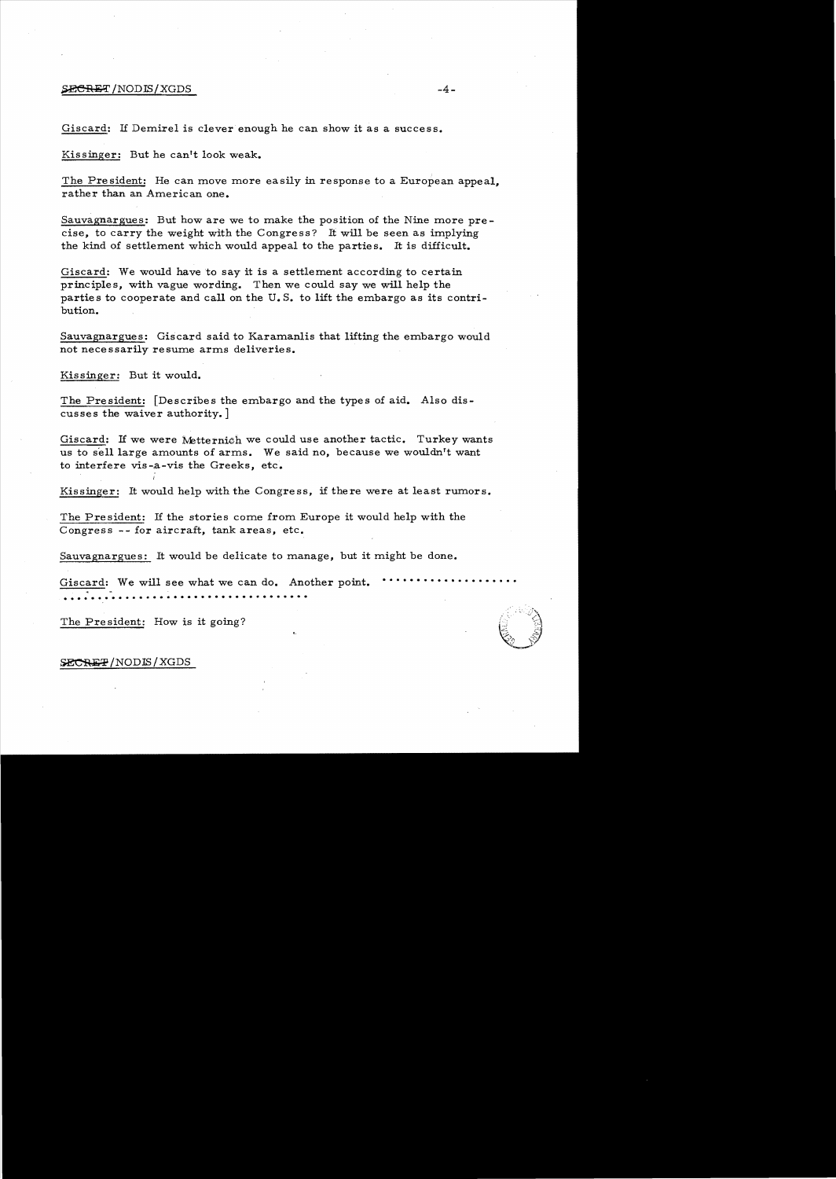Giscard: If Demirel is clever enough he can show it as a success.

Kissinger: But he can't look weak.

The President: He can move more easily in response to a European appeal, rather than an American one.

Sauvagnargues: But how are we to make the position of the Nine more precise, to carry the weight with the Congress? It will be seen as implying the kind of settlement which would appeal to the parties. It is difficult.

Giscard: We would have to say it is a settlement according to certain principles, with vague wording. Then we could say we will help the parties to cooperate and call on the U.S. to lift the embargo as its contribution.

Sauvagnargues: Giscard said to Karamanlis that lifting the embargo would not necessarily resume arms deliveries.

Kissinger: But it would.

The President: [Describes the embargo and the types of aid. Also discusses the waiver authority.]

Giscard: If we were Metternich we could use another tactic. Turkey wants us to sell large amounts of arms. We said no, because we wouldn't want to interfere vis-a-vis the Greeks, etc.

Kissinger: It would help with the Congress, if there were at least rumors.

The President: If the stories come from Europe it would help with the Congress -- for aircraft, tank areas, etc.

Sauvagnargues: It would be delicate to manage, but it might be done.

Giscard: We will see what we can do. Another point. ..................
..................................

The President: How is it going?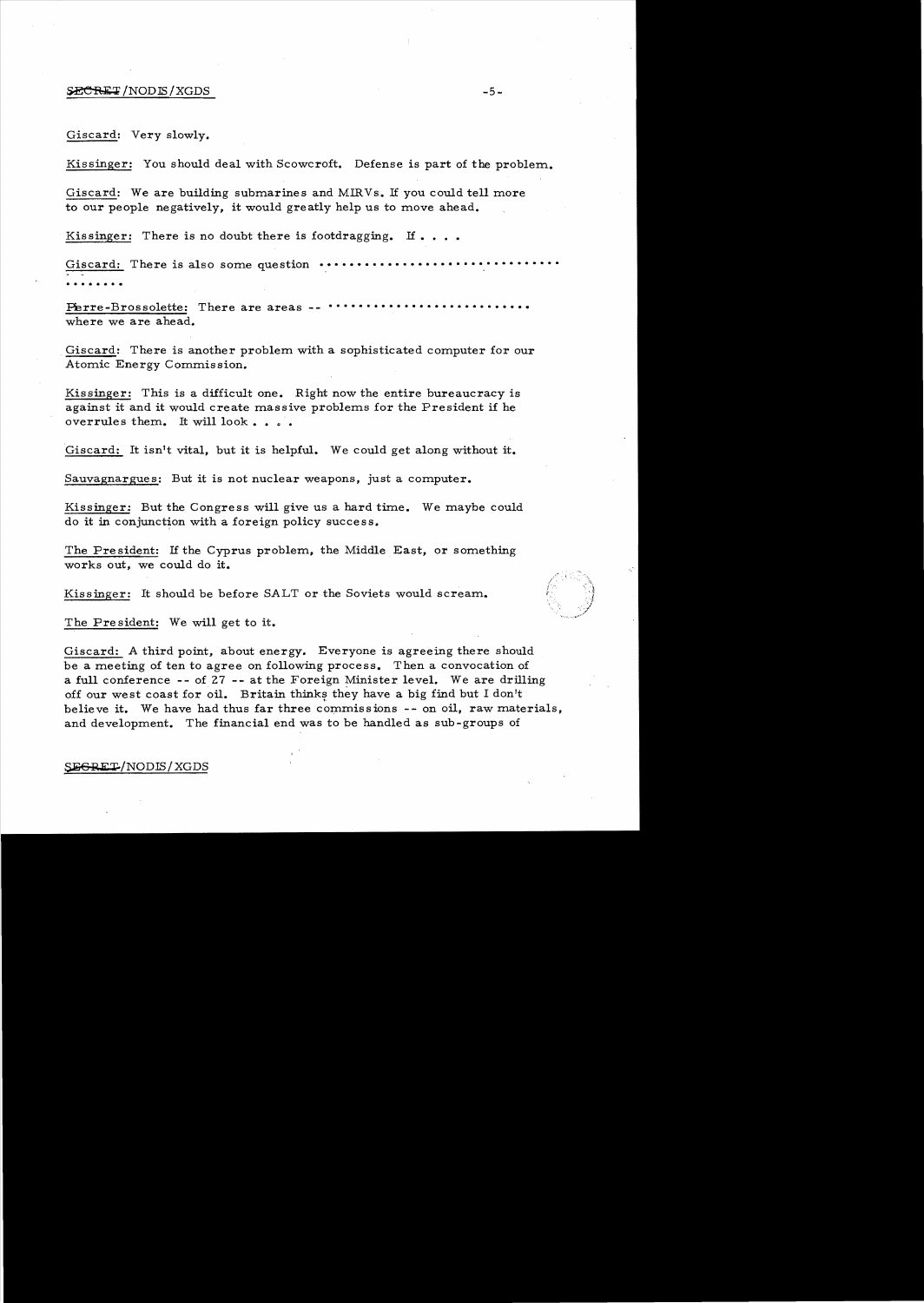Giscard: Very slowly.

Kissinger: You should deal with Scowcroft. Defense is part of the problem.

Giscard: We are building submarines and MIRVs. If you could tell more to our people negatively, it would greatly help us to move ahead.

Kissinger: There is no doubt there is footdragging. If . . . .

Giscard: There is also some question ..............................
........

Pierre-Brossolette: There are areas -- ........................... where we are ahead.

Giscard: There is another problem with a sophisticated computer for our Atomic Energy Commission.

Kissinger: This is a difficult one. Right now the entire bureaucracy is against it and it would create massive problems for the President if he overrules them. It will look . . . .

Giscard: It isn't vital, but it is helpful. We could get along without it.

Sauvagnargues: But it is not nuclear weapons, just a computer.

Kissinger: But the Congress will give us a hard time. We maybe could do it in conjunction with a foreign policy success.

The President: If the Cyprus problem, the Middle East, or something works out, we could do it.

Kissinger: It should be before SALT or the Soviets would scream.

The President: We will get to it.

Giscard: A third point, about energy. Everyone is agreeing there should be a meeting of ten to agree on following process. Then a convocation of a full conference -- of 27 -- at the Foreign Minister level. We are drilling off our west coast for oil. Britain thinks they have a big find but I don't believe it. We have had thus far three commissions -- on oil, raw materials, and development. The financial end was to be handled as sub-groups of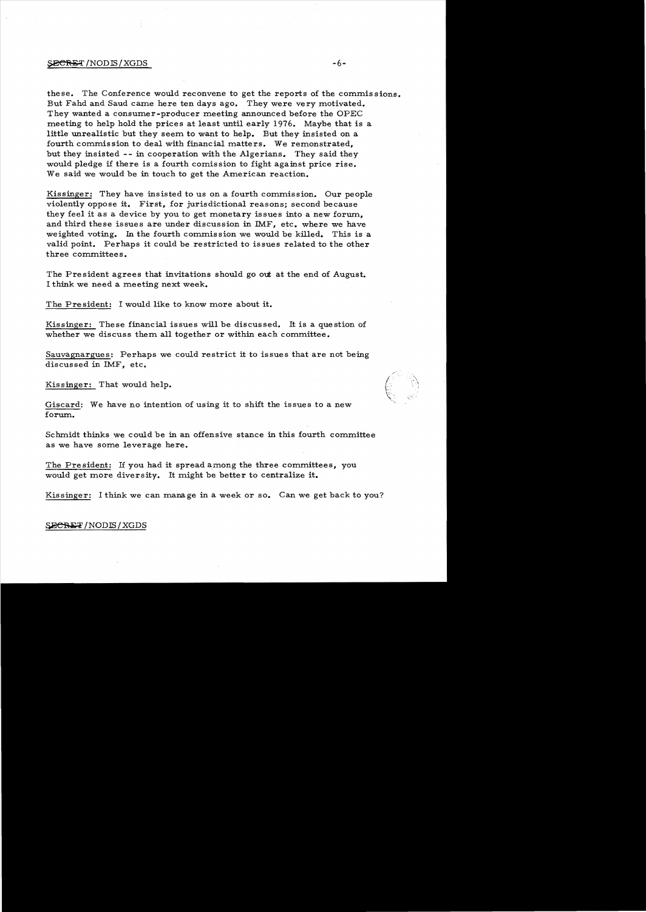these. The Conference would reconvene to get the reports of the commissions. But Fahd and Saud came here ten days ago. They were very motivated. They wanted a consumer-producer meeting announced before the OPEC meeting to help hold the prices at least until early 1976. Maybe that is a little unrealistic but they seem to want to help. But they insisted on a fourth commission to deal with financial matters. We remonstrated, but they insisted -- in cooperation with the Algerians. They said they would pledge if there is a fourth comission to fight against price rise. We said we would be in touch to get the American reaction.

Kissinger: They have insisted to us on a fourth commission. Our people violently oppose it. First, for jurisdictional reasons; second because they feel it as a device by you to get monetary issues into a new forum, and third these issues are under discussion in IMF, etc. where we have weighted voting. In the fourth commission we would be killed. This is a valid point. Perhaps it could be restricted to issues related to the other three committees.

The President agrees that invitations should go out at the end of August. I think we need a meeting next week.

The President: I would like to know more about it.

Kissinger: These financial issues will be discussed. It is a question of whether we discuss them all together or within each committee.

Sauvagnargues: Perhaps we could restrict it to issues that are not being discussed in IMF, etc.

Kissinger: That would help.

Giscard: We have no intention of using it to shift the issues to a new forum.

Schmidt thinks we could be in an offensive stance in this fourth committee as we have some leverage here.

The President: If you had it spread among the three committees, you would get more diversity. It might be better to centralize it.

Kissinger: I think we can manage in a week or so. Can we get back to you?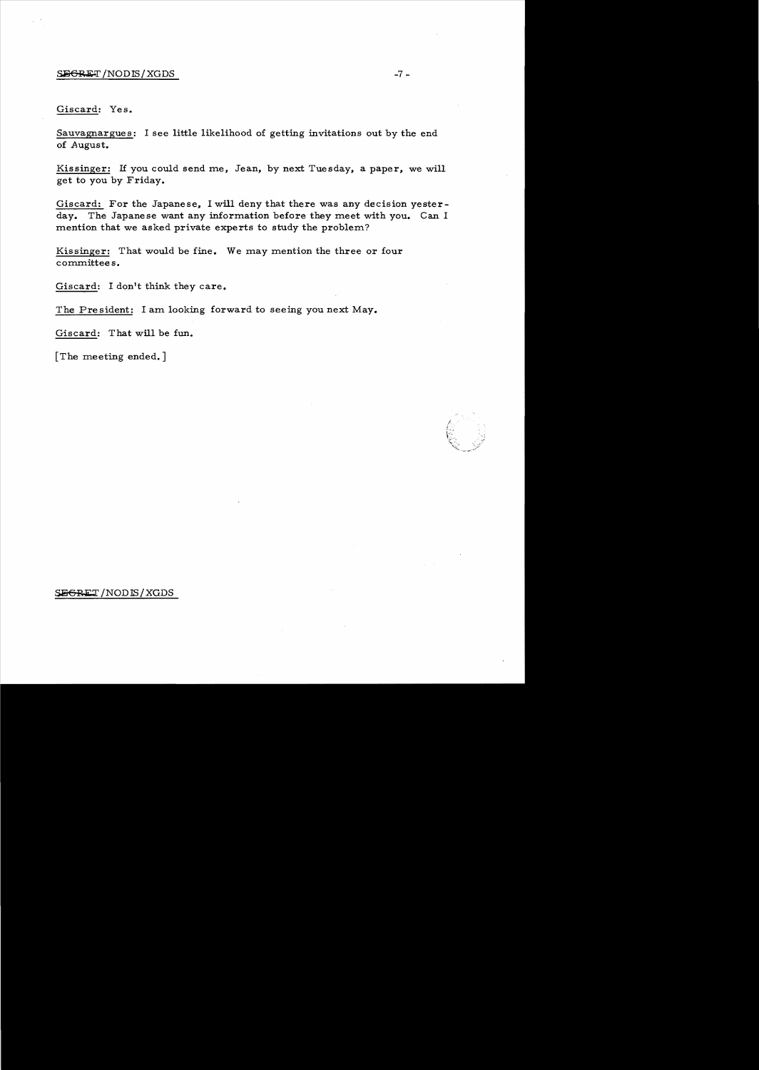Giscard: Yes.

Sauvagnargues: I see little likelihood of getting invitations out by the end of August.

Kissinger: If you could send me, Jean, by next Tuesday, a paper, we will get to you by Friday.

Giscard: For the Japanese, I will deny that there was any decision yesterday. The Japanese want any information before they meet with you. Can I mention that we asked private experts to study the problem?

Kissinger: That would be fine. We may mention the three or four committees.

Giscard: I don't think they care.

The President: I am looking forward to seeing you next May.

Giscard: That will be fun.

[The meeting ended.]